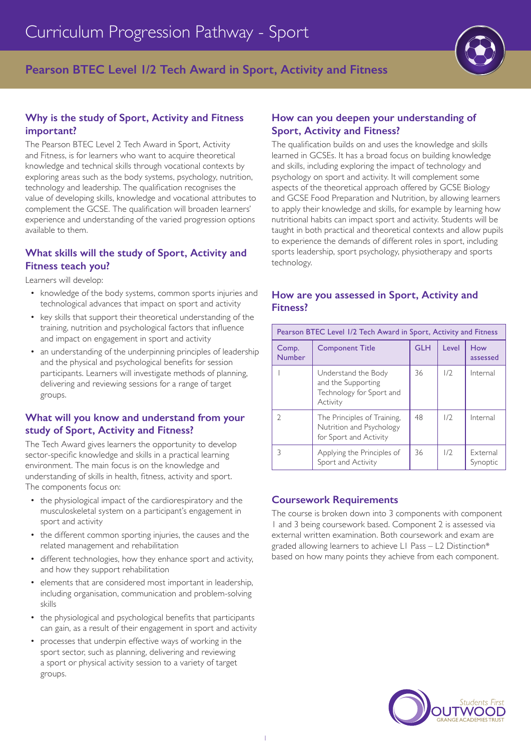# Curriculum Progression Pathway - Sport

## Pearson BTEC Level 1/2 Tech Award in Sport, Activity and Fitness

### Why is the study of Sport, Activity and Fitness important?

The Pearson BTEC Level 2 Tech Award in Sport, Activity and Fitness, is for learners who want to acquire theoretical knowledge and technical skills through vocational contexts by exploring areas such as the body systems, psychology, nutrition, technology and leadership. The qualification recognises the value of developing skills, knowledge and vocational attributes to complement the GCSE. The qualification will broaden learners' experience and understanding of the varied progression options available to them.

### What skills will the study of Sport, Activity and Fitness teach you?

Learners will develop:

- knowledge of the body systems, common sports injuries and technological advances that impact on sport and activity
- key skills that support their theoretical understanding of the training, nutrition and psychological factors that influence and impact on engagement in sport and activity
- an understanding of the underpinning principles of leadership and the physical and psychological benefits for session participants. Learners will investigate methods of planning, delivering and reviewing sessions for a range of target groups.

### What will you know and understand from your study of Sport, Activity and Fitness?

The Tech Award gives learners the opportunity to develop sector-specific knowledge and skills in a practical learning environment. The main focus is on the knowledge and understanding of skills in health, fitness, activity and sport. The components focus on:

- the physiological impact of the cardiorespiratory and the musculoskeletal system on a participant's engagement in sport and activity
- the different common sporting injuries, the causes and the related management and rehabilitation
- different technologies, how they enhance sport and activity, and how they support rehabilitation
- elements that are considered most important in leadership, including organisation, communication and problem-solving skills
- the physiological and psychological benefits that participants can gain, as a result of their engagement in sport and activity
- processes that underpin effective ways of working in the sport sector, such as planning, delivering and reviewing a sport or physical activity session to a variety of target groups.

### How can you deepen your understanding of Sport, Activity and Fitness?

The qualification builds on and uses the knowledge and skills learned in GCSEs. It has a broad focus on building knowledge and skills, including exploring the impact of technology and psychology on sport and activity. It will complement some aspects of the theoretical approach offered by GCSE Biology and GCSE Food Preparation and Nutrition, by allowing learners to apply their knowledge and skills, for example by learning how nutritional habits can impact sport and activity. Students will be taught in both practical and theoretical contexts and allow pupils to experience the demands of different roles in sport, including sports leadership, sport psychology, physiotherapy and sports technology.

### How are you assessed in Sport, Activity and Fitness?

| Pearson BTEC Level 1/2 Tech Award in Sport, Activity and Fitness | | | | |
|---|---|---|---|---|
| Comp. Number | Component Title | GLH | Level | How assessed |
| 1 | Understand the Body and the Supporting Technology for Sport and Activity | 36 | 1/2 | Internal |
| 2 | The Principles of Training, Nutrition and Psychology for Sport and Activity | 48 | 1/2 | Internal |
| 3 | Applying the Principles of Sport and Activity | 36 | 1/2 | External Synoptic |

### Coursework Requirements

The course is broken down into 3 components with component 1 and 3 being coursework based. Component 2 is assessed via external written examination. Both coursework and exam are graded allowing learners to achieve L1 Pass – L2 Distinction* based on how many points they achieve from each component.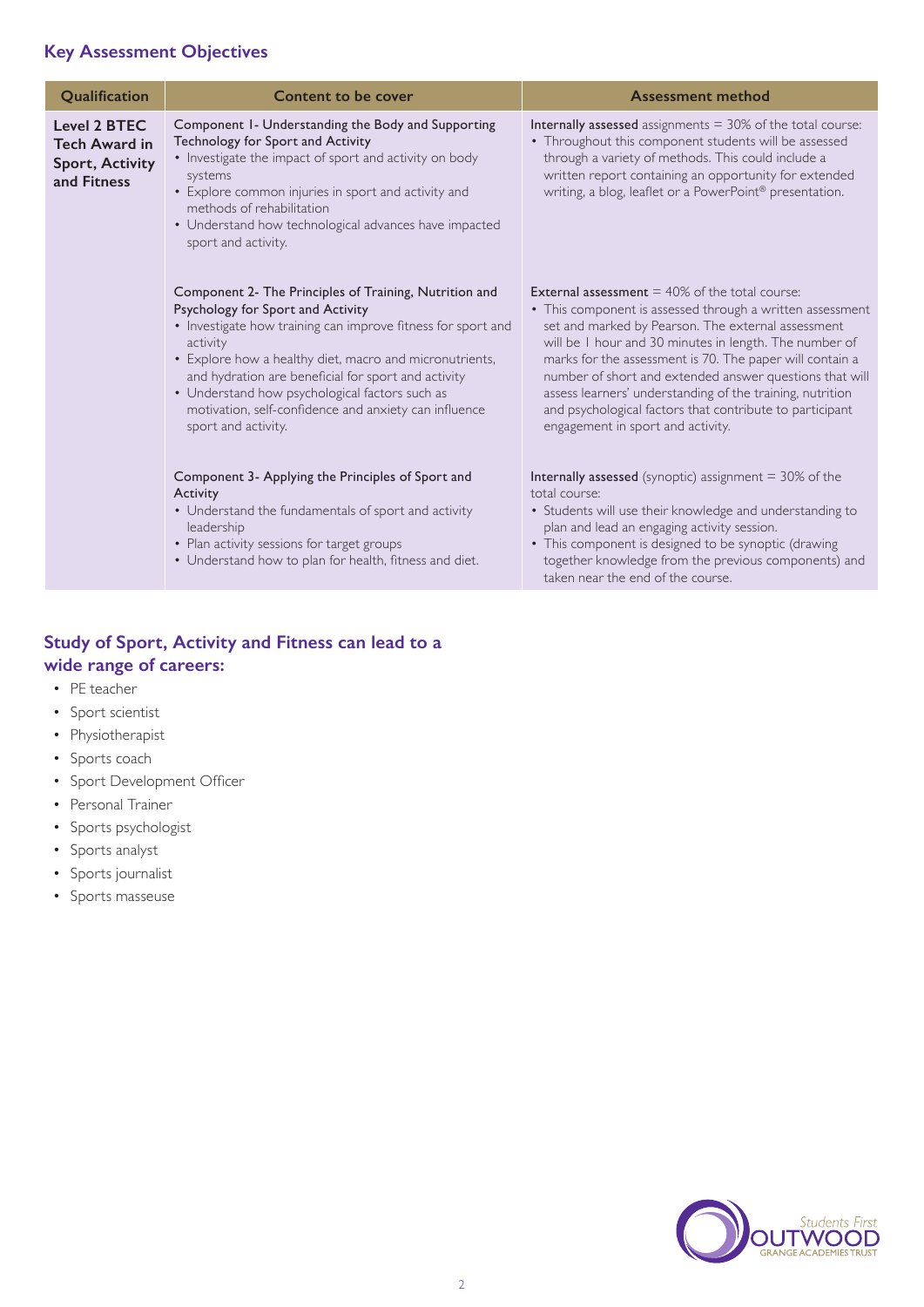## Key Assessment Objectives

| Qualification | Content to be cover | Assessment method |
| --- | --- | --- |
| **Level 2 BTEC Tech Award in Sport, Activity and Fitness** | Component 1- Understanding the Body and Supporting Technology for Sport and Activity<br>• Investigate the impact of sport and activity on body systems<br>• Explore common injuries in sport and activity and methods of rehabilitation<br>• Understand how technological advances have impacted sport and activity. | **Internally assessed** assignments = 30% of the total course:<br>• Throughout this component students will be assessed through a variety of methods. This could include a written report containing an opportunity for extended writing, a blog, leaflet or a PowerPoint® presentation. |
| | Component 2- The Principles of Training, Nutrition and Psychology for Sport and Activity<br>• Investigate how training can improve fitness for sport and activity<br>• Explore how a healthy diet, macro and micronutrients, and hydration are beneficial for sport and activity<br>• Understand how psychological factors such as motivation, self-confidence and anxiety can influence sport and activity. | **External assessment** = 40% of the total course:<br>• This component is assessed through a written assessment set and marked by Pearson. The external assessment will be 1 hour and 30 minutes in length. The number of marks for the assessment is 70. The paper will contain a number of short and extended answer questions that will assess learners' understanding of the training, nutrition and psychological factors that contribute to participant engagement in sport and activity. |
| | Component 3- Applying the Principles of Sport and Activity<br>• Understand the fundamentals of sport and activity leadership<br>• Plan activity sessions for target groups<br>• Understand how to plan for health, fitness and diet. | **Internally assessed** (synoptic) assignment = 30% of the total course:<br>• Students will use their knowledge and understanding to plan and lead an engaging activity session.<br>• This component is designed to be synoptic (drawing together knowledge from the previous components) and taken near the end of the course. |

## Study of Sport, Activity and Fitness can lead to a wide range of careers:

- PE teacher
- Sport scientist
- Physiotherapist
- Sports coach
- Sport Development Officer
- Personal Trainer
- Sports psychologist
- Sports analyst
- Sports journalist
- Sports masseuse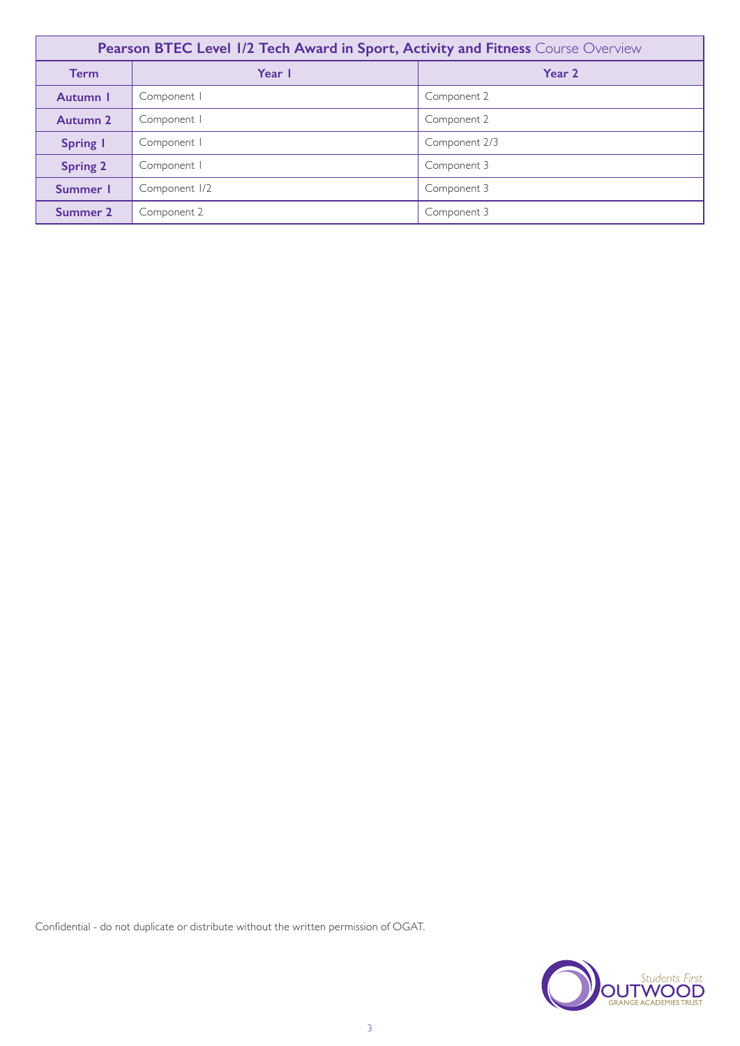| Pearson BTEC Level 1/2 Tech Award in Sport, Activity and Fitness Course Overview | | |
|---|---|---|
| **Term** | **Year 1** | **Year 2** |
| **Autumn 1** | Component 1 | Component 2 |
| **Autumn 2** | Component 1 | Component 2 |
| **Spring 1** | Component 1 | Component 2/3 |
| **Spring 2** | Component 1 | Component 3 |
| **Summer 1** | Component 1/2 | Component 3 |
| **Summer 2** | Component 2 | Component 3 |

Confidential - do not duplicate or distribute without the written permission of OGAT.